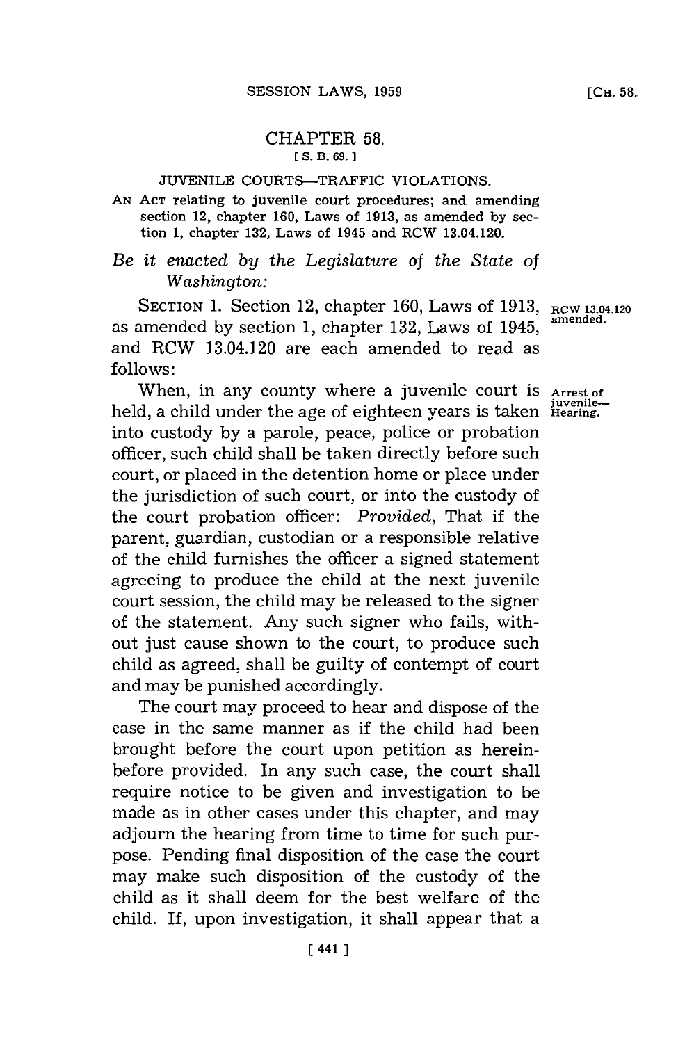# CHAPTER 58.

[S. B. 69.]

## JUVENILE COURTS—TRAFFIC VIOLATIONS.

AN ACT relating to juvenile court procedures; and amending section 12, chapter 160, Laws of 1913, as amended by section 1, chapter 132, Laws of 1945 and RCW 13.04.120.

*Be it enacted by the Legislature of the State of Washington:*

SECTION 1. Section 12, chapter 160, Laws of 1913, as amended by section 1, chapter 132, Laws of 1945, and RCW 13.04.120 are each amended to read as follows:

RCW 13.04.120 amended.

When, in any county where a juvenile court is held, a child under the age of eighteen years is taken into custody by a parole, peace, police or probation officer, such child shall be taken directly before such court, or placed in the detention home or place under the jurisdiction of such court, or into the custody of the court probation officer: *Provided*, That if the parent, guardian, custodian or a responsible relative of the child furnishes the officer a signed statement agreeing to produce the child at the next juvenile court session, the child may be released to the signer of the statement. Any such signer who fails, without just cause shown to the court, to produce such child as agreed, shall be guilty of contempt of court and may be punished accordingly.

Arrest of juvenile—Hearing.

The court may proceed to hear and dispose of the case in the same manner as if the child had been brought before the court upon petition as hereinbefore provided. In any such case, the court shall require notice to be given and investigation to be made as in other cases under this chapter, and may adjourn the hearing from time to time for such purpose. Pending final disposition of the case the court may make such disposition of the custody of the child as it shall deem for the best welfare of the child. If, upon investigation, it shall appear that a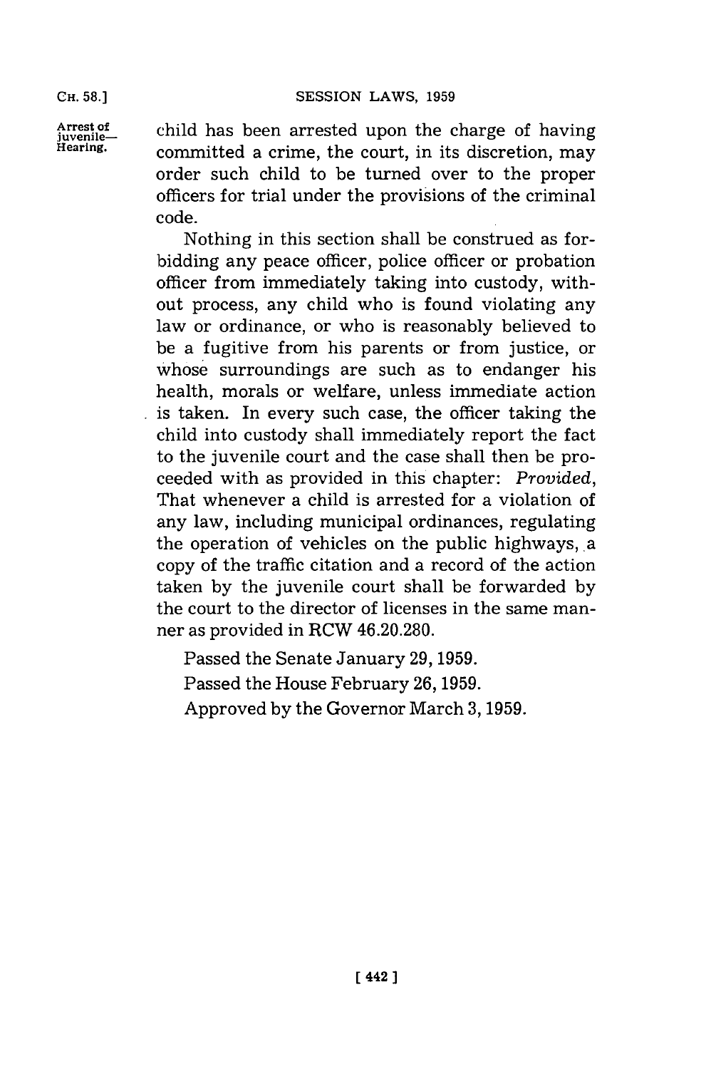Arrest of juvenile—Hearing.

child has been arrested upon the charge of having committed a crime, the court, in its discretion, may order such child to be turned over to the proper officers for trial under the provisions of the criminal code.

Nothing in this section shall be construed as forbidding any peace officer, police officer or probation officer from immediately taking into custody, without process, any child who is found violating any law or ordinance, or who is reasonably believed to be a fugitive from his parents or from justice, or whose surroundings are such as to endanger his health, morals or welfare, unless immediate action is taken. In every such case, the officer taking the child into custody shall immediately report the fact to the juvenile court and the case shall then be proceeded with as provided in this chapter: *Provided*, That whenever a child is arrested for a violation of any law, including municipal ordinances, regulating the operation of vehicles on the public highways, a copy of the traffic citation and a record of the action taken by the juvenile court shall be forwarded by the court to the director of licenses in the same manner as provided in RCW 46.20.280.

Passed the Senate January 29, 1959.

Passed the House February 26, 1959.

Approved by the Governor March 3, 1959.